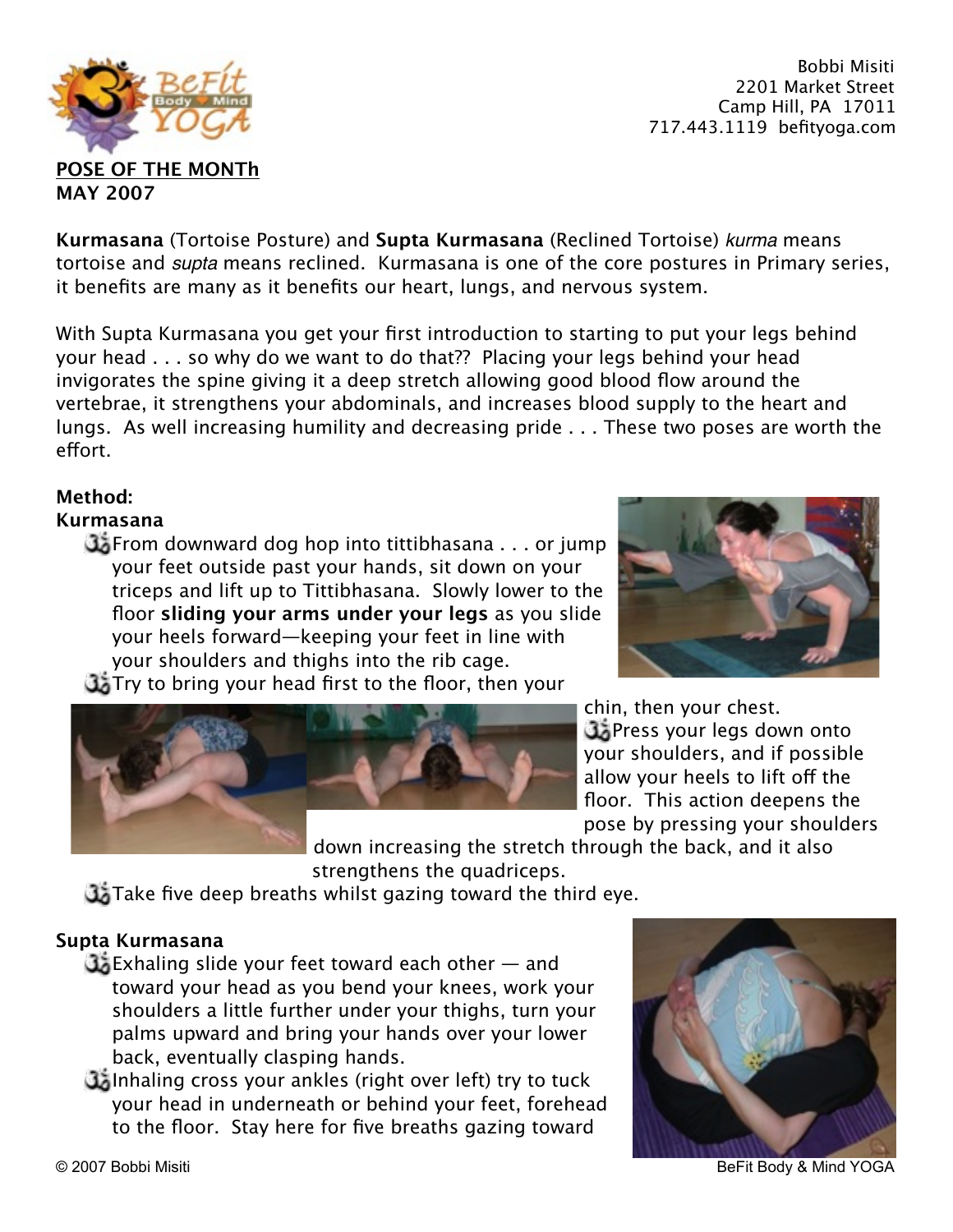Bobbi Misiti
2201 Market Street
Camp Hill, PA 17011
717.443.1119 befityoga.com

**POSE OF THE MONTh**
**MAY 2007**

**Kurmasana** (Tortoise Posture) and **Supta Kurmasana** (Reclined Tortoise) *kurma* means tortoise and *supta* means reclined. Kurmasana is one of the core postures in Primary series, it benefits are many as it benefits our heart, lungs, and nervous system.

With Supta Kurmasana you get your first introduction to starting to put your legs behind your head . . . so why do we want to do that?? Placing your legs behind your head invigorates the spine giving it a deep stretch allowing good blood flow around the vertebrae, it strengthens your abdominals, and increases blood supply to the heart and lungs. As well increasing humility and decreasing pride . . . These two poses are worth the effort.

**Method:**

**Kurmasana**

- From downward dog hop into tittibhasana . . . or jump your feet outside past your hands, sit down on your triceps and lift up to Tittibhasana. Slowly lower to the floor **sliding your arms under your legs** as you slide your heels forward—keeping your feet in line with your shoulders and thighs into the rib cage.
- Try to bring your head first to the floor, then your chin, then your chest.
- Press your legs down onto your shoulders, and if possible allow your heels to lift off the floor. This action deepens the pose by pressing your shoulders down increasing the stretch through the back, and it also strengthens the quadriceps.
- Take five deep breaths whilst gazing toward the third eye.

**Supta Kurmasana**

- Exhaling slide your feet toward each other — and toward your head as you bend your knees, work your shoulders a little further under your thighs, turn your palms upward and bring your hands over your lower back, eventually clasping hands.
- Inhaling cross your ankles (right over left) try to tuck your head in underneath or behind your feet, forehead to the floor. Stay here for five breaths gazing toward

© 2007 Bobbi Misiti BeFit Body & Mind YOGA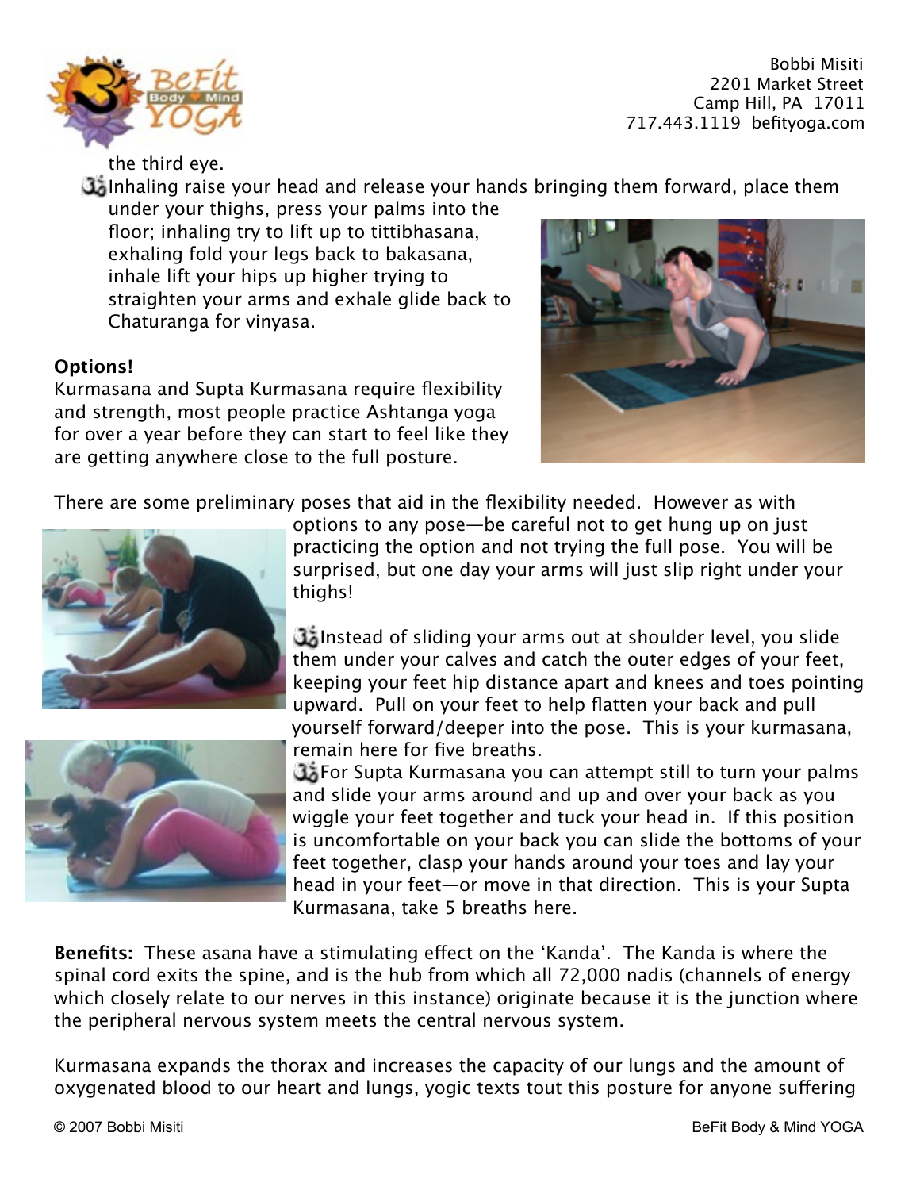the third eye.

- Inhaling raise your head and release your hands bringing them forward, place them under your thighs, press your palms into the floor; inhaling try to lift up to tittibhasana, exhaling fold your legs back to bakasana, inhale lift your hips up higher trying to straighten your arms and exhale glide back to Chaturanga for vinyasa.

**Options!**

Kurmasana and Supta Kurmasana require flexibility and strength, most people practice Ashtanga yoga for over a year before they can start to feel like they are getting anywhere close to the full posture.

There are some preliminary poses that aid in the flexibility needed. However as with options to any pose—be careful not to get hung up on just practicing the option and not trying the full pose. You will be surprised, but one day your arms will just slip right under your thighs!

- Instead of sliding your arms out at shoulder level, you slide them under your calves and catch the outer edges of your feet, keeping your feet hip distance apart and knees and toes pointing upward. Pull on your feet to help flatten your back and pull yourself forward/deeper into the pose. This is your kurmasana, remain here for five breaths.
- For Supta Kurmasana you can attempt still to turn your palms and slide your arms around and up and over your back as you wiggle your feet together and tuck your head in. If this position is uncomfortable on your back you can slide the bottoms of your feet together, clasp your hands around your toes and lay your head in your feet—or move in that direction. This is your Supta Kurmasana, take 5 breaths here.

**Benefits:** These asana have a stimulating effect on the 'Kanda'. The Kanda is where the spinal cord exits the spine, and is the hub from which all 72,000 nadis (channels of energy which closely relate to our nerves in this instance) originate because it is the junction where the peripheral nervous system meets the central nervous system.

Kurmasana expands the thorax and increases the capacity of our lungs and the amount of oxygenated blood to our heart and lungs, yogic texts tout this posture for anyone suffering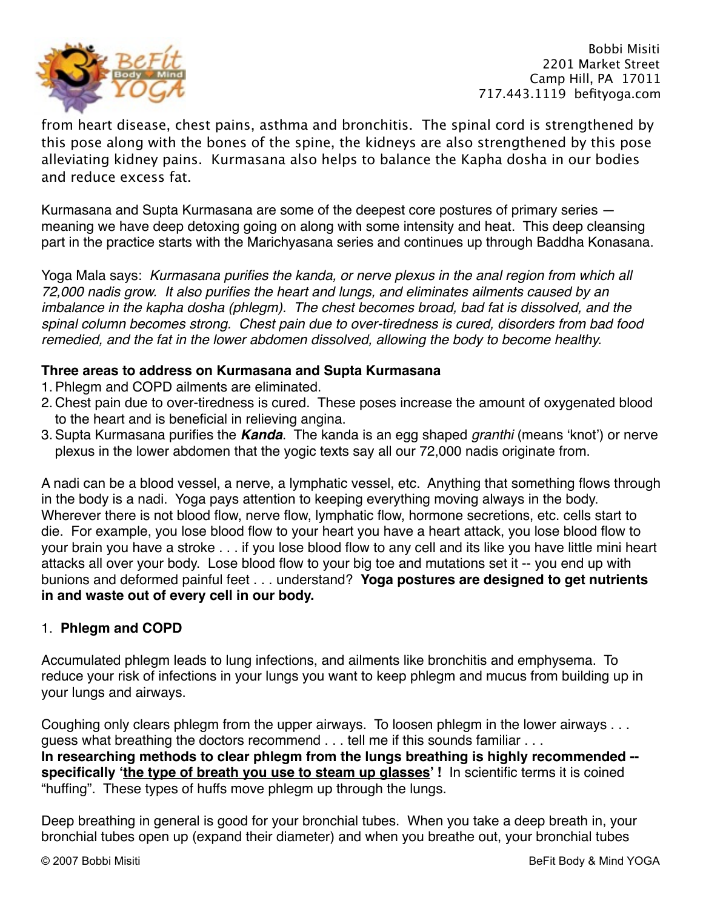from heart disease, chest pains, asthma and bronchitis. The spinal cord is strengthened by this pose along with the bones of the spine, the kidneys are also strengthened by this pose alleviating kidney pains. Kurmasana also helps to balance the Kapha dosha in our bodies and reduce excess fat.

Kurmasana and Supta Kurmasana are some of the deepest core postures of primary series — meaning we have deep detoxing going on along with some intensity and heat. This deep cleansing part in the practice starts with the Marichyasana series and continues up through Baddha Konasana.

Yoga Mala says: *Kurmasana purifies the kanda, or nerve plexus in the anal region from which all 72,000 nadis grow. It also purifies the heart and lungs, and eliminates ailments caused by an imbalance in the kapha dosha (phlegm). The chest becomes broad, bad fat is dissolved, and the spinal column becomes strong. Chest pain due to over-tiredness is cured, disorders from bad food remedied, and the fat in the lower abdomen dissolved, allowing the body to become healthy.*

**Three areas to address on Kurmasana and Supta Kurmasana**

1. Phlegm and COPD ailments are eliminated.
2. Chest pain due to over-tiredness is cured. These poses increase the amount of oxygenated blood to the heart and is beneficial in relieving angina.
3. Supta Kurmasana purifies the ***Kanda***. The kanda is an egg shaped *granthi* (means 'knot') or nerve plexus in the lower abdomen that the yogic texts say all our 72,000 nadis originate from.

A nadi can be a blood vessel, a nerve, a lymphatic vessel, etc. Anything that something flows through in the body is a nadi. Yoga pays attention to keeping everything moving always in the body. Wherever there is not blood flow, nerve flow, lymphatic flow, hormone secretions, etc. cells start to die. For example, you lose blood flow to your heart you have a heart attack, you lose blood flow to your brain you have a stroke . . . if you lose blood flow to any cell and its like you have little mini heart attacks all over your body. Lose blood flow to your big toe and mutations set it -- you end up with bunions and deformed painful feet . . . understand? **Yoga postures are designed to get nutrients in and waste out of every cell in our body.**

1. **Phlegm and COPD**

Accumulated phlegm leads to lung infections, and ailments like bronchitis and emphysema. To reduce your risk of infections in your lungs you want to keep phlegm and mucus from building up in your lungs and airways.

Coughing only clears phlegm from the upper airways. To loosen phlegm in the lower airways . . . guess what breathing the doctors recommend . . . tell me if this sounds familiar . . .
**In researching methods to clear phlegm from the lungs breathing is highly recommended -- specifically '<u>the type of breath you use to steam up glasses</u>' !** In scientific terms it is coined "huffing". These types of huffs move phlegm up through the lungs.

Deep breathing in general is good for your bronchial tubes. When you take a deep breath in, your bronchial tubes open up (expand their diameter) and when you breathe out, your bronchial tubes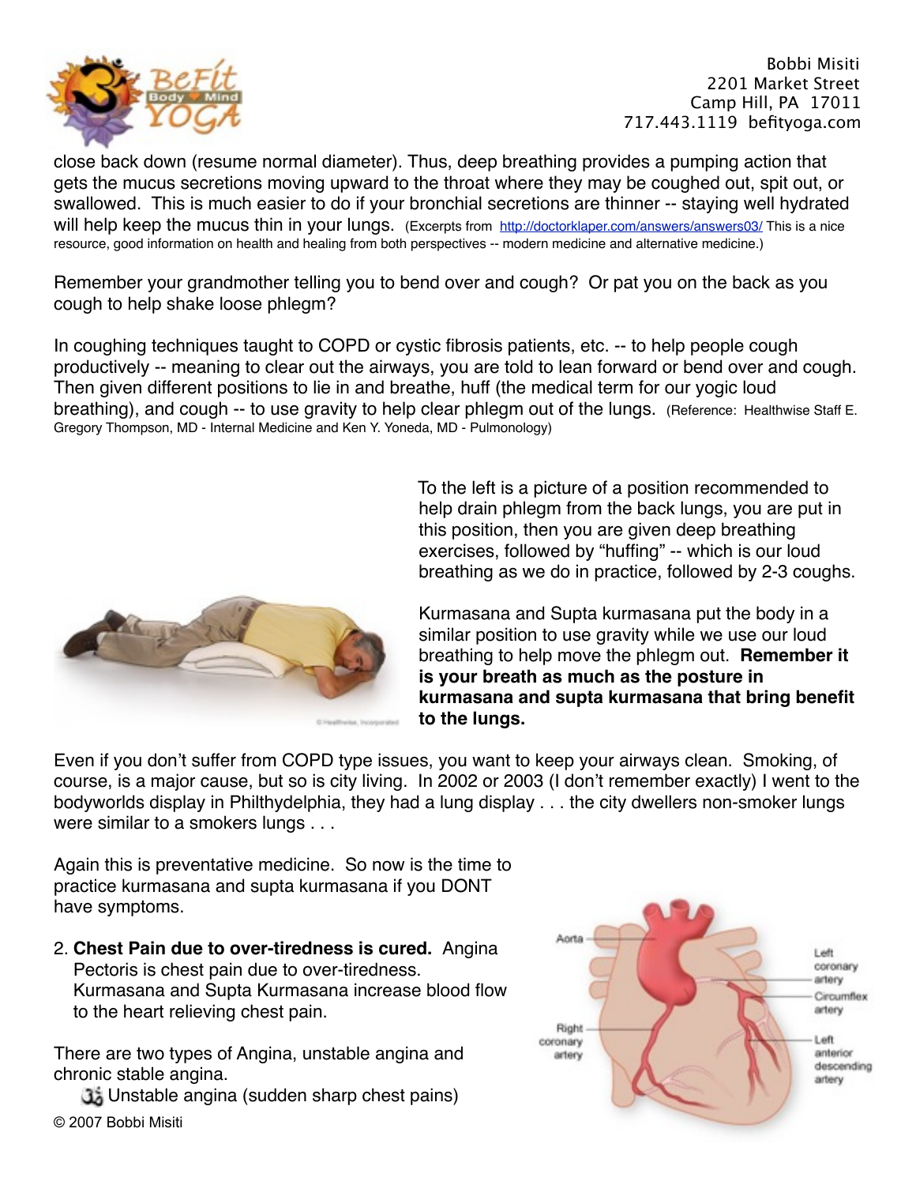close back down (resume normal diameter). Thus, deep breathing provides a pumping action that gets the mucus secretions moving upward to the throat where they may be coughed out, spit out, or swallowed. This is much easier to do if your bronchial secretions are thinner -- staying well hydrated will help keep the mucus thin in your lungs. (Excerpts from [http://doctorklaper.com/answers/answers03/](http://doctorklaper.com/answers/answers03/) This is a nice resource, good information on health and healing from both perspectives -- modern medicine and alternative medicine.)

Remember your grandmother telling you to bend over and cough? Or pat you on the back as you cough to help shake loose phlegm?

In coughing techniques taught to COPD or cystic fibrosis patients, etc. -- to help people cough productively -- meaning to clear out the airways, you are told to lean forward or bend over and cough. Then given different positions to lie in and breathe, huff (the medical term for our yogic loud breathing), and cough -- to use gravity to help clear phlegm out of the lungs. (Reference: Healthwise Staff E. Gregory Thompson, MD - Internal Medicine and Ken Y. Yoneda, MD - Pulmonology)

To the left is a picture of a position recommended to help drain phlegm from the back lungs, you are put in this position, then you are given deep breathing exercises, followed by "huffing" -- which is our loud breathing as we do in practice, followed by 2-3 coughs.

Kurmasana and Supta kurmasana put the body in a similar position to use gravity while we use our loud breathing to help move the phlegm out. **Remember it is your breath as much as the posture in kurmasana and supta kurmasana that bring benefit to the lungs.**

Even if you don't suffer from COPD type issues, you want to keep your airways clean. Smoking, of course, is a major cause, but so is city living. In 2002 or 2003 (I don't remember exactly) I went to the bodyworlds display in Philthydelphia, they had a lung display . . . the city dwellers non-smoker lungs were similar to a smokers lungs . . .

Again this is preventative medicine. So now is the time to practice kurmasana and supta kurmasana if you DONT have symptoms.

2. **Chest Pain due to over-tiredness is cured.** Angina Pectoris is chest pain due to over-tiredness. Kurmasana and Supta Kurmasana increase blood flow to the heart relieving chest pain.

There are two types of Angina, unstable angina and chronic stable angina.

- Unstable angina (sudden sharp chest pains)

© 2007 Bobbi Misiti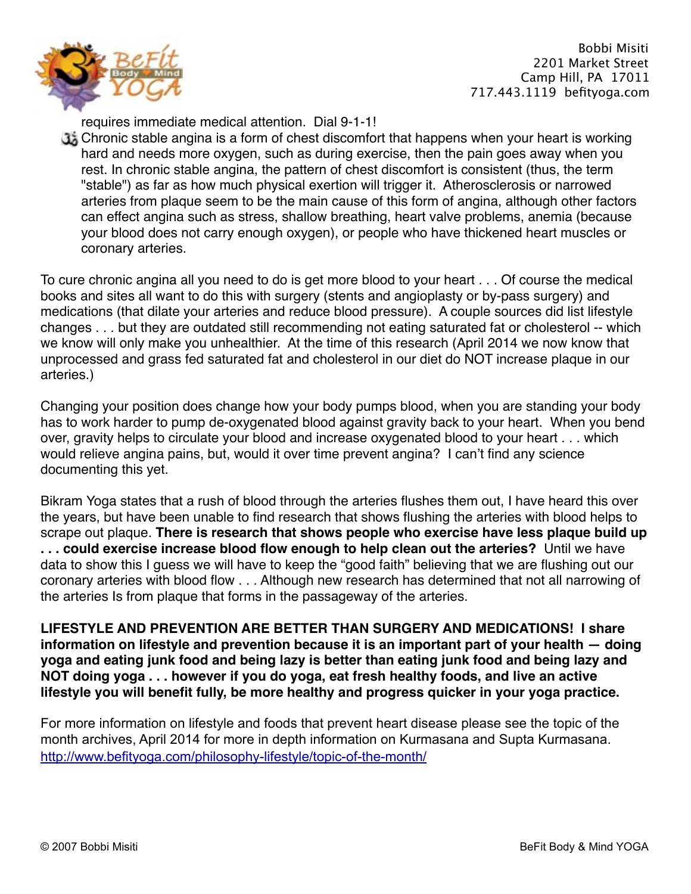requires immediate medical attention. Dial 9-1-1!

- Chronic stable angina is a form of chest discomfort that happens when your heart is working hard and needs more oxygen, such as during exercise, then the pain goes away when you rest. In chronic stable angina, the pattern of chest discomfort is consistent (thus, the term "stable") as far as how much physical exertion will trigger it. Atherosclerosis or narrowed arteries from plaque seem to be the main cause of this form of angina, although other factors can effect angina such as stress, shallow breathing, heart valve problems, anemia (because your blood does not carry enough oxygen), or people who have thickened heart muscles or coronary arteries.

To cure chronic angina all you need to do is get more blood to your heart . . . Of course the medical books and sites all want to do this with surgery (stents and angioplasty or by-pass surgery) and medications (that dilate your arteries and reduce blood pressure). A couple sources did list lifestyle changes . . . but they are outdated still recommending not eating saturated fat or cholesterol -- which we know will only make you unhealthier. At the time of this research (April 2014 we now know that unprocessed and grass fed saturated fat and cholesterol in our diet do NOT increase plaque in our arteries.)

Changing your position does change how your body pumps blood, when you are standing your body has to work harder to pump de-oxygenated blood against gravity back to your heart. When you bend over, gravity helps to circulate your blood and increase oxygenated blood to your heart . . . which would relieve angina pains, but, would it over time prevent angina? I can't find any science documenting this yet.

Bikram Yoga states that a rush of blood through the arteries flushes them out, I have heard this over the years, but have been unable to find research that shows flushing the arteries with blood helps to scrape out plaque. **There is research that shows people who exercise have less plaque build up . . . could exercise increase blood flow enough to help clean out the arteries?** Until we have data to show this I guess we will have to keep the "good faith" believing that we are flushing out our coronary arteries with blood flow . . . Although new research has determined that not all narrowing of the arteries Is from plaque that forms in the passageway of the arteries.

**LIFESTYLE AND PREVENTION ARE BETTER THAN SURGERY AND MEDICATIONS! I share information on lifestyle and prevention because it is an important part of your health — doing yoga and eating junk food and being lazy is better than eating junk food and being lazy and NOT doing yoga . . . however if you do yoga, eat fresh healthy foods, and live an active lifestyle you will benefit fully, be more healthy and progress quicker in your yoga practice.**

For more information on lifestyle and foods that prevent heart disease please see the topic of the month archives, April 2014 for more in depth information on Kurmasana and Supta Kurmasana.
[http://www.befityoga.com/philosophy-lifestyle/topic-of-the-month/](http://www.befityoga.com/philosophy-lifestyle/topic-of-the-month/)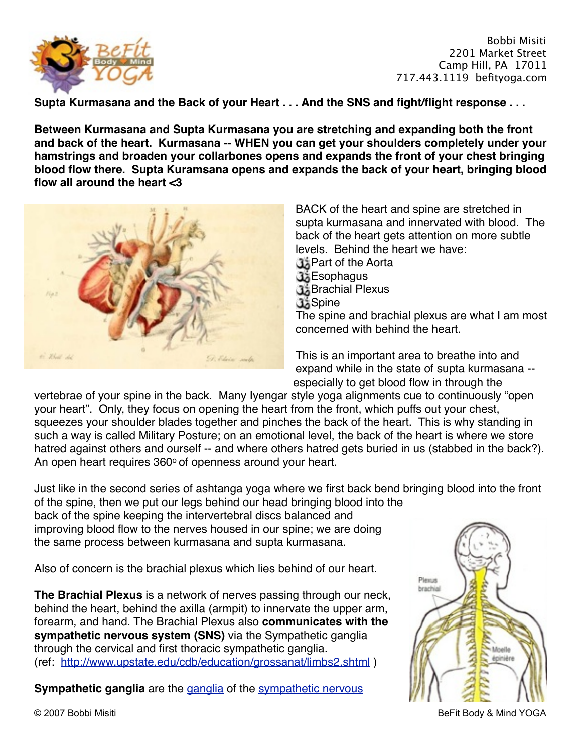**Supta Kurmasana and the Back of your Heart . . . And the SNS and fight/flight response . . .**

**Between Kurmasana and Supta Kurmasana you are stretching and expanding both the front and back of the heart. Kurmasana -- WHEN you can get your shoulders completely under your hamstrings and broaden your collarbones opens and expands the front of your chest bringing blood flow there. Supta Kuramsana opens and expands the back of your heart, bringing blood flow all around the heart <3**

BACK of the heart and spine are stretched in supta kurmasana and innervated with blood. The back of the heart gets attention on more subtle levels. Behind the heart we have:

- Part of the Aorta
- Esophagus
- Brachial Plexus
- Spine

The spine and brachial plexus are what I am most concerned with behind the heart.

This is an important area to breathe into and expand while in the state of supta kurmasana -- especially to get blood flow in through the vertebrae of your spine in the back. Many Iyengar style yoga alignments cue to continuously "open your heart". Only, they focus on opening the heart from the front, which puffs out your chest, squeezes your shoulder blades together and pinches the back of the heart. This is why standing in such a way is called Military Posture; on an emotional level, the back of the heart is where we store hatred against others and ourself -- and where others hatred gets buried in us (stabbed in the back?). An open heart requires 360° of openness around your heart.

Just like in the second series of ashtanga yoga where we first back bend bringing blood into the front of the spine, then we put our legs behind our head bringing blood into the back of the spine keeping the intervertebral discs balanced and improving blood flow to the nerves housed in our spine; we are doing the same process between kurmasana and supta kurmasana.

Also of concern is the brachial plexus which lies behind of our heart.

**The Brachial Plexus** is a network of nerves passing through our neck, behind the heart, behind the axilla (armpit) to innervate the upper arm, forearm, and hand. The Brachial Plexus also **communicates with the sympathetic nervous system (SNS)** via the Sympathetic ganglia through the cervical and first thoracic sympathetic ganglia.
(ref: http://www.upstate.edu/cdb/education/grossanat/limbs2.shtml )

**Sympathetic ganglia** are the ganglia of the sympathetic nervous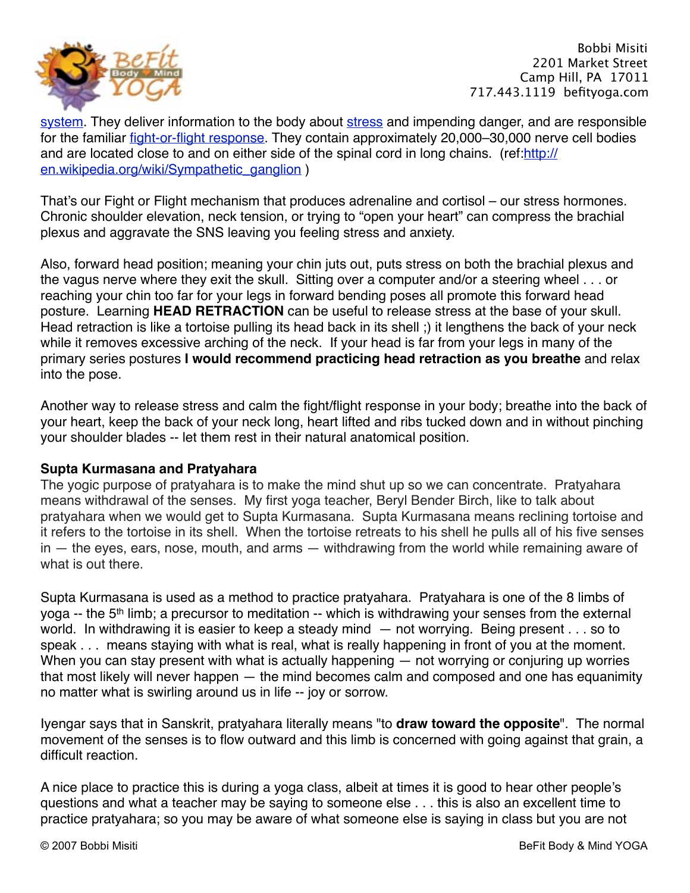system. They deliver information to the body about stress and impending danger, and are responsible for the familiar fight-or-flight response. They contain approximately 20,000–30,000 nerve cell bodies and are located close to and on either side of the spinal cord in long chains. (ref:http://en.wikipedia.org/wiki/Sympathetic_ganglion )

That's our Fight or Flight mechanism that produces adrenaline and cortisol – our stress hormones. Chronic shoulder elevation, neck tension, or trying to "open your heart" can compress the brachial plexus and aggravate the SNS leaving you feeling stress and anxiety.

Also, forward head position; meaning your chin juts out, puts stress on both the brachial plexus and the vagus nerve where they exit the skull. Sitting over a computer and/or a steering wheel . . . or reaching your chin too far for your legs in forward bending poses all promote this forward head posture. Learning **HEAD RETRACTION** can be useful to release stress at the base of your skull. Head retraction is like a tortoise pulling its head back in its shell ;) it lengthens the back of your neck while it removes excessive arching of the neck. If your head is far from your legs in many of the primary series postures **I would recommend practicing head retraction as you breathe** and relax into the pose.

Another way to release stress and calm the fight/flight response in your body; breathe into the back of your heart, keep the back of your neck long, heart lifted and ribs tucked down and in without pinching your shoulder blades -- let them rest in their natural anatomical position.

**Supta Kurmasana and Pratyahara**

The yogic purpose of pratyahara is to make the mind shut up so we can concentrate. Pratyahara means withdrawal of the senses. My first yoga teacher, Beryl Bender Birch, like to talk about pratyahara when we would get to Supta Kurmasana. Supta Kurmasana means reclining tortoise and it refers to the tortoise in its shell. When the tortoise retreats to his shell he pulls all of his five senses in — the eyes, ears, nose, mouth, and arms — withdrawing from the world while remaining aware of what is out there.

Supta Kurmasana is used as a method to practice pratyahara. Pratyahara is one of the 8 limbs of yoga -- the 5th limb; a precursor to meditation -- which is withdrawing your senses from the external world. In withdrawing it is easier to keep a steady mind — not worrying. Being present . . . so to speak . . . means staying with what is real, what is really happening in front of you at the moment. When you can stay present with what is actually happening — not worrying or conjuring up worries that most likely will never happen — the mind becomes calm and composed and one has equanimity no matter what is swirling around us in life -- joy or sorrow.

Iyengar says that in Sanskrit, pratyahara literally means "to **draw toward the opposite**". The normal movement of the senses is to flow outward and this limb is concerned with going against that grain, a difficult reaction.

A nice place to practice this is during a yoga class, albeit at times it is good to hear other people's questions and what a teacher may be saying to someone else . . . this is also an excellent time to practice pratyahara; so you may be aware of what someone else is saying in class but you are not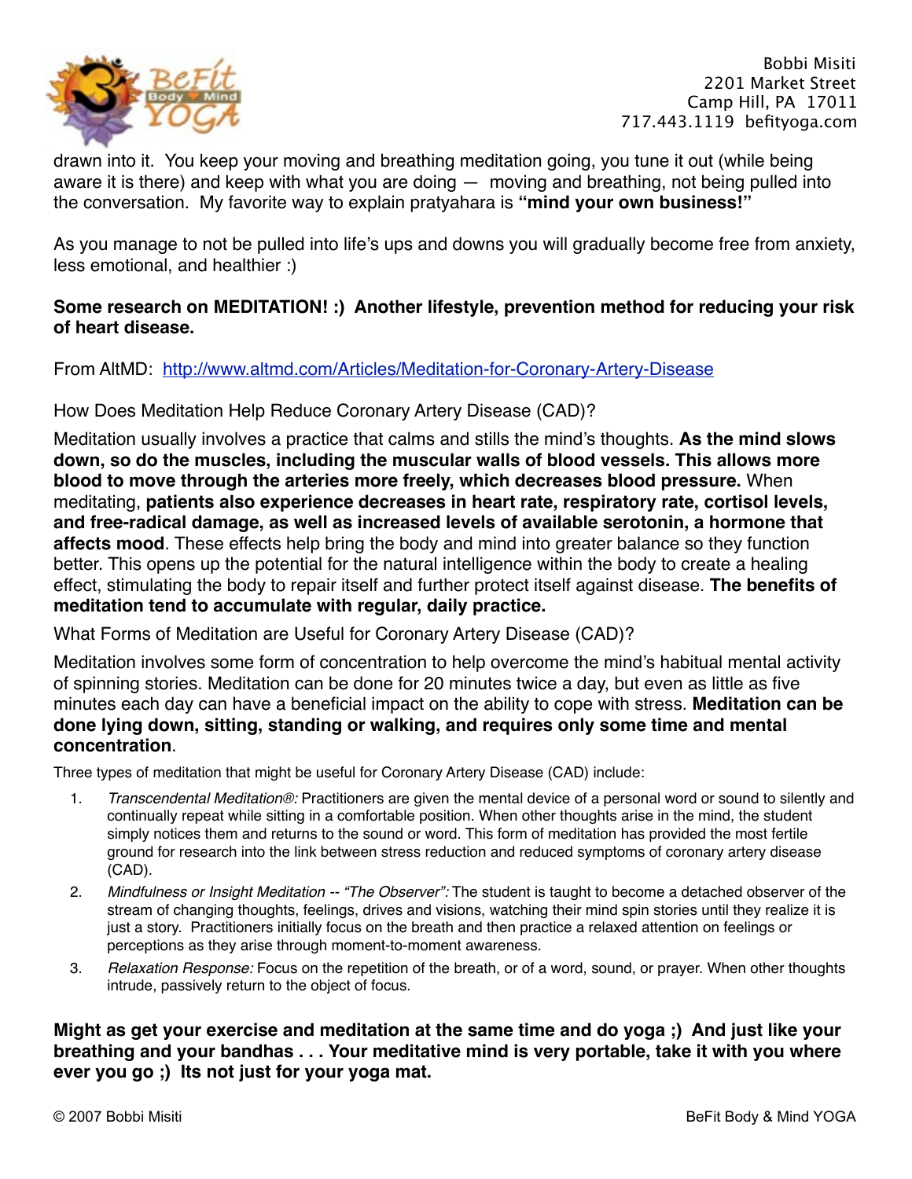drawn into it. You keep your moving and breathing meditation going, you tune it out (while being aware it is there) and keep with what you are doing — moving and breathing, not being pulled into the conversation. My favorite way to explain pratyahara is **"mind your own business!"**

As you manage to not be pulled into life's ups and downs you will gradually become free from anxiety, less emotional, and healthier :)

**Some research on MEDITATION! :) Another lifestyle, prevention method for reducing your risk of heart disease.**

From AltMD: http://www.altmd.com/Articles/Meditation-for-Coronary-Artery-Disease

How Does Meditation Help Reduce Coronary Artery Disease (CAD)?

Meditation usually involves a practice that calms and stills the mind's thoughts. **As the mind slows down, so do the muscles, including the muscular walls of blood vessels. This allows more blood to move through the arteries more freely, which decreases blood pressure.** When meditating, **patients also experience decreases in heart rate, respiratory rate, cortisol levels, and free-radical damage, as well as increased levels of available serotonin, a hormone that affects mood**. These effects help bring the body and mind into greater balance so they function better. This opens up the potential for the natural intelligence within the body to create a healing effect, stimulating the body to repair itself and further protect itself against disease. **The benefits of meditation tend to accumulate with regular, daily practice.**

What Forms of Meditation are Useful for Coronary Artery Disease (CAD)?

Meditation involves some form of concentration to help overcome the mind's habitual mental activity of spinning stories. Meditation can be done for 20 minutes twice a day, but even as little as five minutes each day can have a beneficial impact on the ability to cope with stress. **Meditation can be done lying down, sitting, standing or walking, and requires only some time and mental concentration**.

Three types of meditation that might be useful for Coronary Artery Disease (CAD) include:

1. *Transcendental Meditation®:* Practitioners are given the mental device of a personal word or sound to silently and continually repeat while sitting in a comfortable position. When other thoughts arise in the mind, the student simply notices them and returns to the sound or word. This form of meditation has provided the most fertile ground for research into the link between stress reduction and reduced symptoms of coronary artery disease (CAD).
2. *Mindfulness or Insight Meditation -- "The Observer":* The student is taught to become a detached observer of the stream of changing thoughts, feelings, drives and visions, watching their mind spin stories until they realize it is just a story. Practitioners initially focus on the breath and then practice a relaxed attention on feelings or perceptions as they arise through moment-to-moment awareness.
3. *Relaxation Response:* Focus on the repetition of the breath, or of a word, sound, or prayer. When other thoughts intrude, passively return to the object of focus.

**Might as get your exercise and meditation at the same time and do yoga ;) And just like your breathing and your bandhas . . . Your meditative mind is very portable, take it with you where ever you go ;) Its not just for your yoga mat.**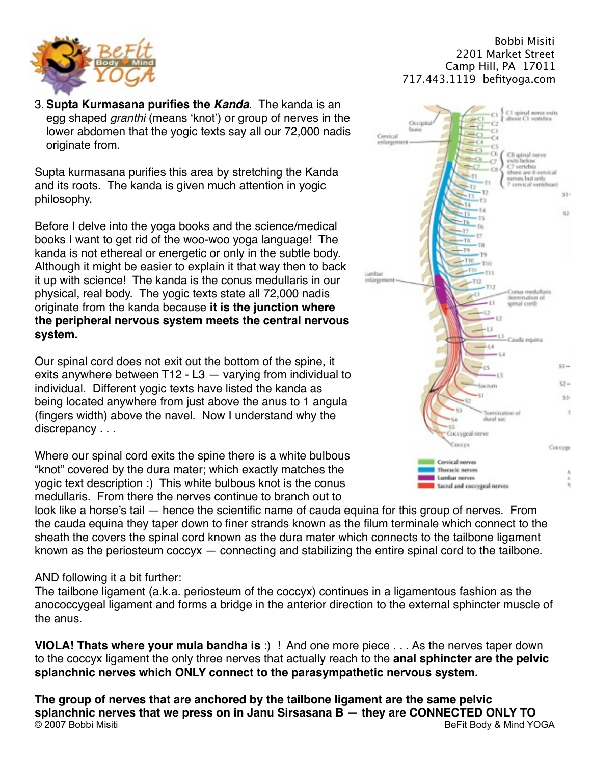3. **Supta Kurmasana purifies the *Kanda***. The kanda is an egg shaped *granthi* (means 'knot') or group of nerves in the lower abdomen that the yogic texts say all our 72,000 nadis originate from.

Supta kurmasana purifies this area by stretching the Kanda and its roots. The kanda is given much attention in yogic philosophy.

Before I delve into the yoga books and the science/medical books I want to get rid of the woo-woo yoga language! The kanda is not ethereal or energetic or only in the subtle body. Although it might be easier to explain it that way then to back it up with science! The kanda is the conus medullaris in our physical, real body. The yogic texts state all 72,000 nadis originate from the kanda because **it is the junction where the peripheral nervous system meets the central nervous system.**

Our spinal cord does not exit out the bottom of the spine, it exits anywhere between T12 - L3 — varying from individual to individual. Different yogic texts have listed the kanda as being located anywhere from just above the anus to 1 angula (fingers width) above the navel. Now I understand why the discrepancy . . .

Where our spinal cord exits the spine there is a white bulbous "knot" covered by the dura mater; which exactly matches the yogic text description :) This white bulbous knot is the conus medullaris. From there the nerves continue to branch out to look like a horse's tail — hence the scientific name of cauda equina for this group of nerves. From the cauda equina they taper down to finer strands known as the filum terminale which connect to the sheath the covers the spinal cord known as the dura mater which connects to the tailbone ligament known as the periosteum coccyx — connecting and stabilizing the entire spinal cord to the tailbone.

AND following it a bit further:
The tailbone ligament (a.k.a. periosteum of the coccyx) continues in a ligamentous fashion as the anococcygeal ligament and forms a bridge in the anterior direction to the external sphincter muscle of the anus.

**VIOLA! Thats where your mula bandha is** :) ! And one more piece . . . As the nerves taper down to the coccyx ligament the only three nerves that actually reach to the **anal sphincter are the pelvic splanchnic nerves which ONLY connect to the parasympathetic nervous system.**

**The group of nerves that are anchored by the tailbone ligament are the same pelvic splanchnic nerves that we press on in Janu Sirsasana B — they are CONNECTED ONLY TO**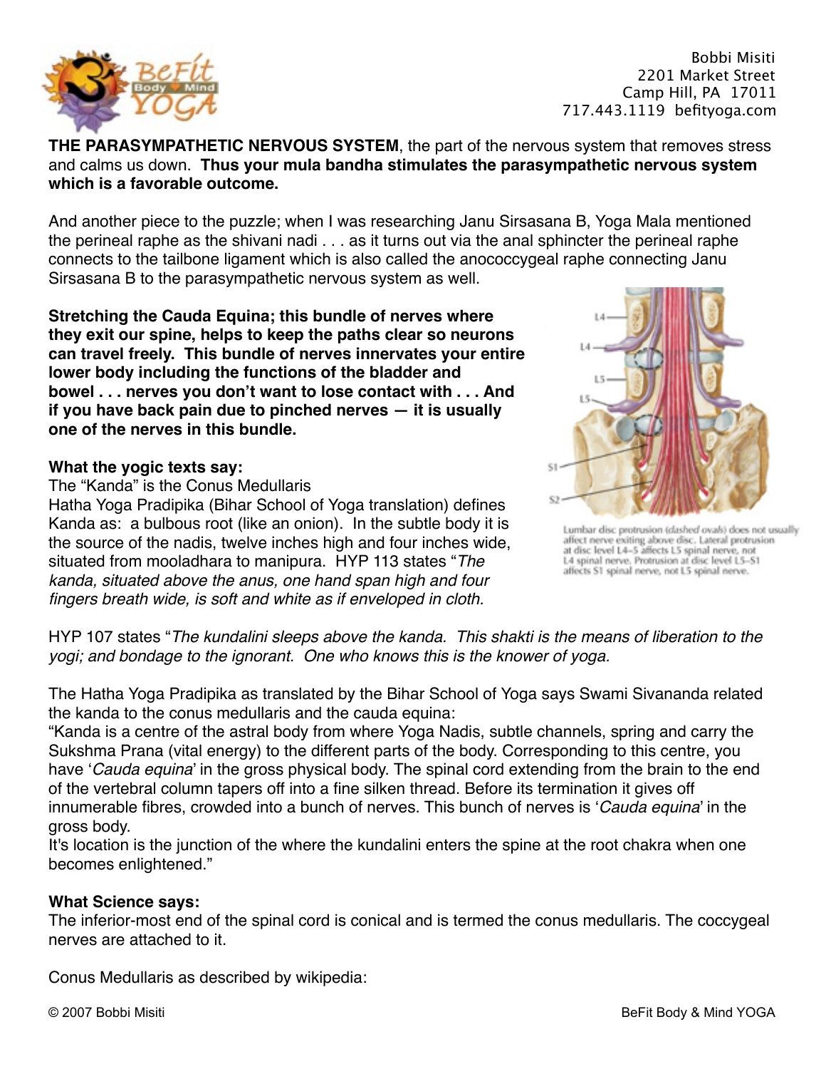**THE PARASYMPATHETIC NERVOUS SYSTEM**, the part of the nervous system that removes stress and calms us down. **Thus your mula bandha stimulates the parasympathetic nervous system which is a favorable outcome.**

And another piece to the puzzle; when I was researching Janu Sirsasana B, Yoga Mala mentioned the perineal raphe as the shivani nadi . . . as it turns out via the anal sphincter the perineal raphe connects to the tailbone ligament which is also called the anococcygeal raphe connecting Janu Sirsasana B to the parasympathetic nervous system as well.

**Stretching the Cauda Equina; this bundle of nerves where they exit our spine, helps to keep the paths clear so neurons can travel freely. This bundle of nerves innervates your entire lower body including the functions of the bladder and bowel . . . nerves you don't want to lose contact with . . . And if you have back pain due to pinched nerves — it is usually one of the nerves in this bundle.**

Lumbar disc protrusion (dashed ovals) does not usually affect nerve exiting above disc. Lateral protrusion at disc level L4–5 affects L5 spinal nerve, not L4 spinal nerve. Protrusion at disc level L5–S1 affects S1 spinal nerve, not L5 spinal nerve.

**What the yogic texts say:**

The "Kanda" is the Conus Medullaris

Hatha Yoga Pradipika (Bihar School of Yoga translation) defines Kanda as: a bulbous root (like an onion). In the subtle body it is the source of the nadis, twelve inches high and four inches wide, situated from mooladhara to manipura. HYP 113 states "*The kanda, situated above the anus, one hand span high and four fingers breath wide, is soft and white as if enveloped in cloth.*

HYP 107 states "*The kundalini sleeps above the kanda. This shakti is the means of liberation to the yogi; and bondage to the ignorant. One who knows this is the knower of yoga.*

The Hatha Yoga Pradipika as translated by the Bihar School of Yoga says Swami Sivananda related the kanda to the conus medullaris and the cauda equina:

"Kanda is a centre of the astral body from where Yoga Nadis, subtle channels, spring and carry the Sukshma Prana (vital energy) to the different parts of the body. Corresponding to this centre, you have '*Cauda equina*' in the gross physical body. The spinal cord extending from the brain to the end of the vertebral column tapers off into a fine silken thread. Before its termination it gives off innumerable fibres, crowded into a bunch of nerves. This bunch of nerves is '*Cauda equina*' in the gross body.

It's location is the junction of the where the kundalini enters the spine at the root chakra when one becomes enlightened."

**What Science says:**

The inferior-most end of the spinal cord is conical and is termed the conus medullaris. The coccygeal nerves are attached to it.

Conus Medullaris as described by wikipedia: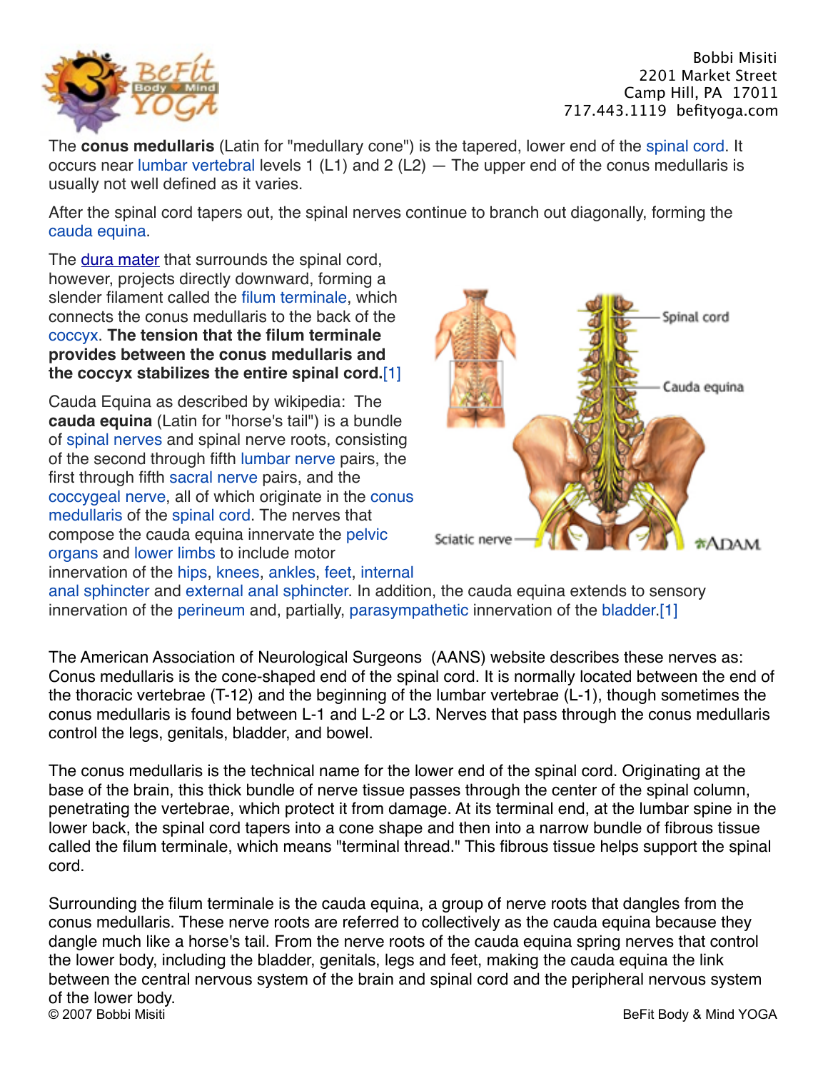The **conus medullaris** (Latin for "medullary cone") is the tapered, lower end of the spinal cord. It occurs near lumbar vertebral levels 1 (L1) and 2 (L2) — The upper end of the conus medullaris is usually not well defined as it varies.

After the spinal cord tapers out, the spinal nerves continue to branch out diagonally, forming the cauda equina.

The dura mater that surrounds the spinal cord, however, projects directly downward, forming a slender filament called the filum terminale, which connects the conus medullaris to the back of the coccyx. **The tension that the filum terminale provides between the conus medullaris and the coccyx stabilizes the entire spinal cord.**[1]

Cauda Equina as described by wikipedia: The **cauda equina** (Latin for "horse's tail") is a bundle of spinal nerves and spinal nerve roots, consisting of the second through fifth lumbar nerve pairs, the first through fifth sacral nerve pairs, and the coccygeal nerve, all of which originate in the conus medullaris of the spinal cord. The nerves that compose the cauda equina innervate the pelvic organs and lower limbs to include motor innervation of the hips, knees, ankles, feet, internal anal sphincter and external anal sphincter. In addition, the cauda equina extends to sensory innervation of the perineum and, partially, parasympathetic innervation of the bladder.[1]

The American Association of Neurological Surgeons (AANS) website describes these nerves as: Conus medullaris is the cone-shaped end of the spinal cord. It is normally located between the end of the thoracic vertebrae (T-12) and the beginning of the lumbar vertebrae (L-1), though sometimes the conus medullaris is found between L-1 and L-2 or L3. Nerves that pass through the conus medullaris control the legs, genitals, bladder, and bowel.

The conus medullaris is the technical name for the lower end of the spinal cord. Originating at the base of the brain, this thick bundle of nerve tissue passes through the center of the spinal column, penetrating the vertebrae, which protect it from damage. At its terminal end, at the lumbar spine in the lower back, the spinal cord tapers into a cone shape and then into a narrow bundle of fibrous tissue called the filum terminale, which means "terminal thread." This fibrous tissue helps support the spinal cord.

Surrounding the filum terminale is the cauda equina, a group of nerve roots that dangles from the conus medullaris. These nerve roots are referred to collectively as the cauda equina because they dangle much like a horse's tail. From the nerve roots of the cauda equina spring nerves that control the lower body, including the bladder, genitals, legs and feet, making the cauda equina the link between the central nervous system of the brain and spinal cord and the peripheral nervous system of the lower body.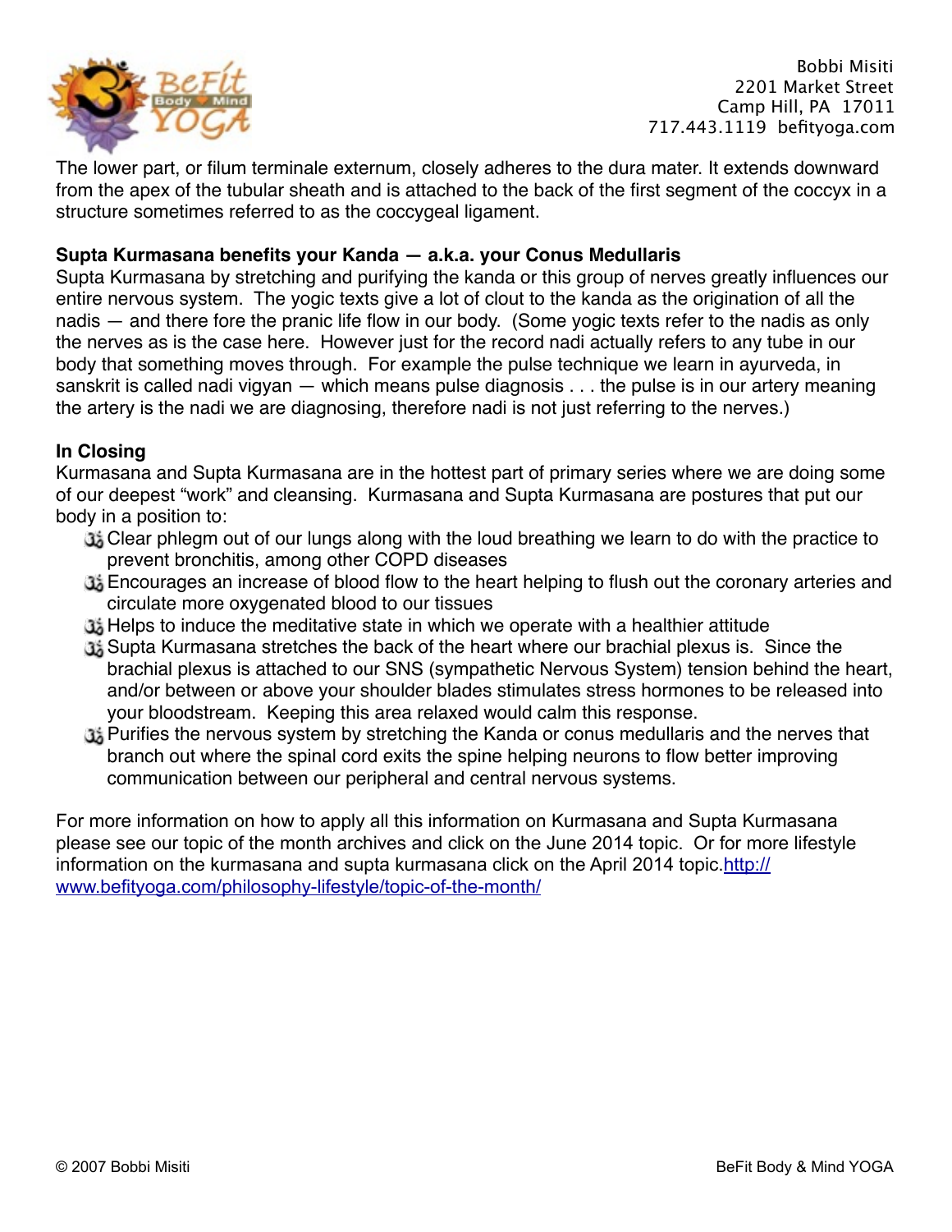The lower part, or filum terminale externum, closely adheres to the dura mater. It extends downward from the apex of the tubular sheath and is attached to the back of the first segment of the coccyx in a structure sometimes referred to as the coccygeal ligament.

**Supta Kurmasana benefits your Kanda — a.k.a. your Conus Medullaris**

Supta Kurmasana by stretching and purifying the kanda or this group of nerves greatly influences our entire nervous system. The yogic texts give a lot of clout to the kanda as the origination of all the nadis — and there fore the pranic life flow in our body. (Some yogic texts refer to the nadis as only the nerves as is the case here. However just for the record nadi actually refers to any tube in our body that something moves through. For example the pulse technique we learn in ayurveda, in sanskrit is called nadi vigyan — which means pulse diagnosis . . . the pulse is in our artery meaning the artery is the nadi we are diagnosing, therefore nadi is not just referring to the nerves.)

**In Closing**

Kurmasana and Supta Kurmasana are in the hottest part of primary series where we are doing some of our deepest "work" and cleansing. Kurmasana and Supta Kurmasana are postures that put our body in a position to:

- Clear phlegm out of our lungs along with the loud breathing we learn to do with the practice to prevent bronchitis, among other COPD diseases
- Encourages an increase of blood flow to the heart helping to flush out the coronary arteries and circulate more oxygenated blood to our tissues
- Helps to induce the meditative state in which we operate with a healthier attitude
- Supta Kurmasana stretches the back of the heart where our brachial plexus is. Since the brachial plexus is attached to our SNS (sympathetic Nervous System) tension behind the heart, and/or between or above your shoulder blades stimulates stress hormones to be released into your bloodstream. Keeping this area relaxed would calm this response.
- Purifies the nervous system by stretching the Kanda or conus medullaris and the nerves that branch out where the spinal cord exits the spine helping neurons to flow better improving communication between our peripheral and central nervous systems.

For more information on how to apply all this information on Kurmasana and Supta Kurmasana please see our topic of the month archives and click on the June 2014 topic. Or for more lifestyle information on the kurmasana and supta kurmasana click on the April 2014 topic. http://www.befityoga.com/philosophy-lifestyle/topic-of-the-month/